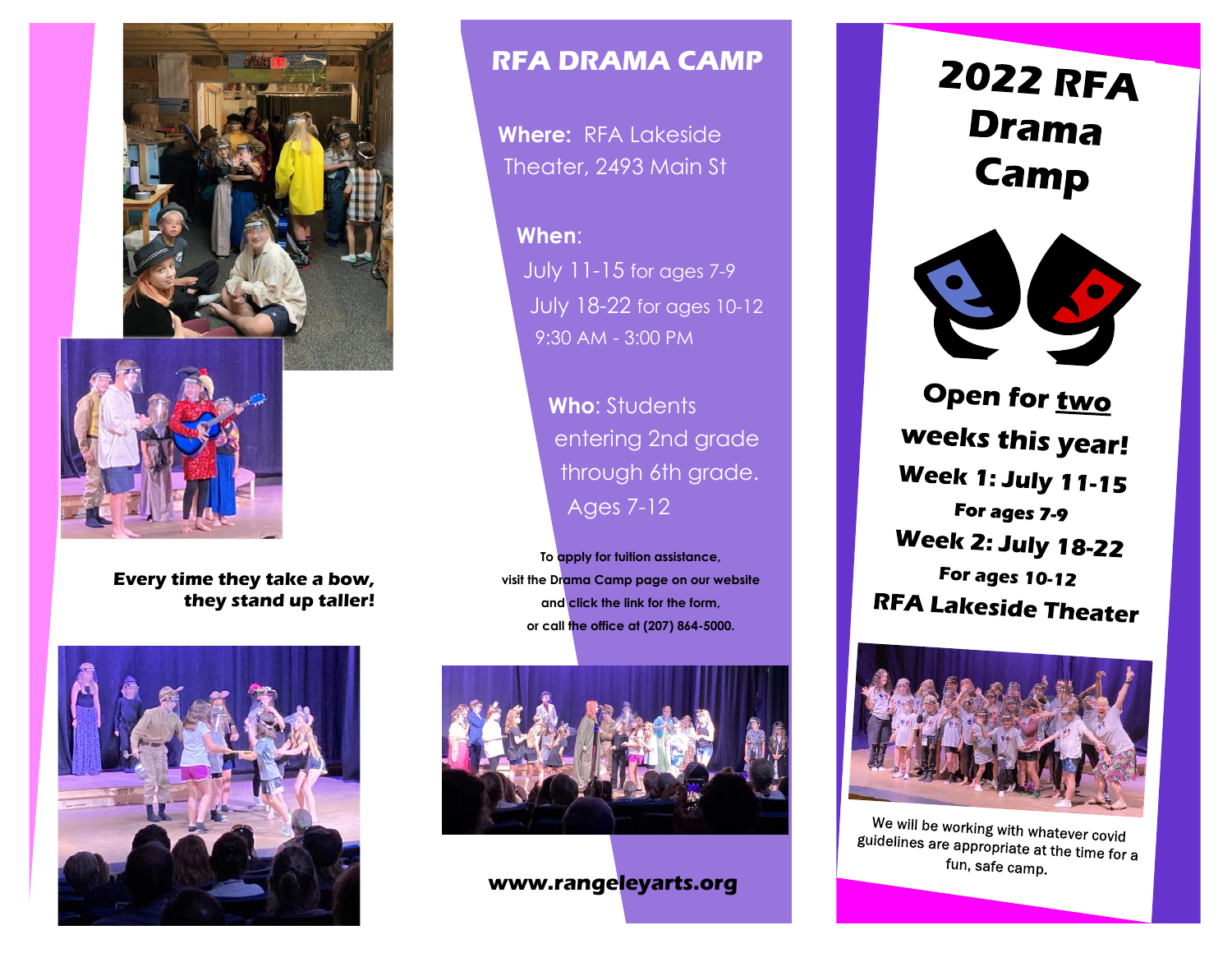Every time they take a bow, they stand up taller!

## RFA DRAMA CAMP

**Where:** RFA Lakeside Theater, 2493 Main St

**When:**
July 11-15 for ages 7-9
July 18-22 for ages 10-12
9:30 AM - 3:00 PM

**Who:** Students entering 2nd grade through 6th grade. Ages 7-12

**To apply for tuition assistance, visit the Drama Camp page on our website and click the link for the form, or call the office at (207) 864-5000.**

**www.rangeleyarts.org**

# 2022 RFA Drama Camp

**Open for two weeks this year!**

**Week 1: July 11-15**
**For ages 7-9**

**Week 2: July 18-22**
**For ages 10-12**

**RFA Lakeside Theater**

We will be working with whatever covid guidelines are appropriate at the time for a fun, safe camp.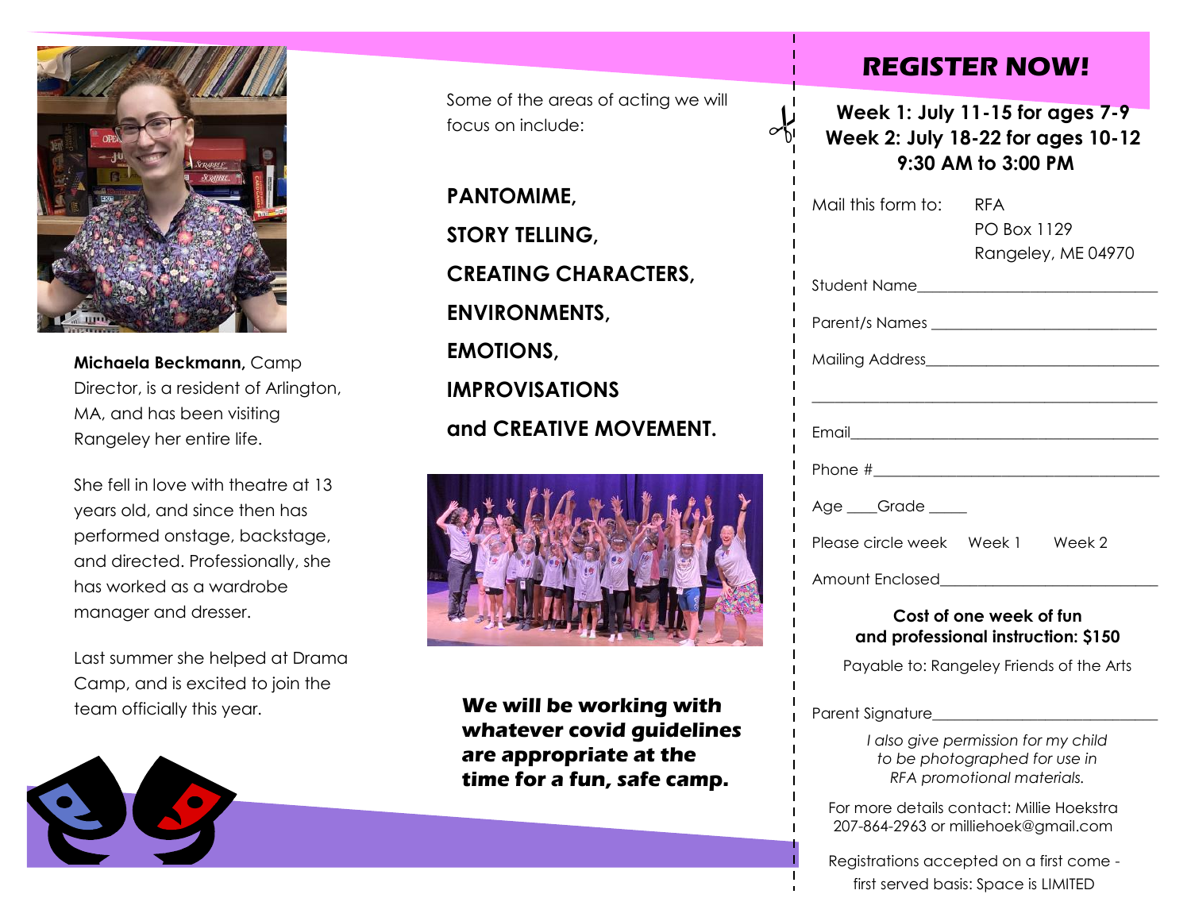**Michaela Beckmann,** Camp Director, is a resident of Arlington, MA, and has been visiting Rangeley her entire life.

She fell in love with theatre at 13 years old, and since then has performed onstage, backstage, and directed. Professionally, she has worked as a wardrobe manager and dresser.

Last summer she helped at Drama Camp, and is excited to join the team officially this year.

Some of the areas of acting we will focus on include:

**PANTOMIME,**

**STORY TELLING,**

**CREATING CHARACTERS,**

**ENVIRONMENTS,**

**EMOTIONS,**

**IMPROVISATIONS**

**and CREATIVE MOVEMENT.**

***We will be working with whatever covid guidelines are appropriate at the time for a fun, safe camp.***

# REGISTER NOW!

**Week 1: July 11-15 for ages 7-9**
**Week 2: July 18-22 for ages 10-12**
**9:30 AM to 3:00 PM**

Mail this form to: RFA
PO Box 1129
Rangeley, ME 04970

Student Name_______________________________

Parent/s Names _____________________________

Mailing Address______________________________

_____________________________________________

Email_______________________________________

Phone #_____________________________________

Age ____Grade _____

Please circle week Week 1 Week 2

Amount Enclosed____________________________

**Cost of one week of fun and professional instruction: $150**

Payable to: Rangeley Friends of the Arts

Parent Signature_____________________________

*I also give permission for my child to be photographed for use in RFA promotional materials.*

For more details contact: Millie Hoekstra
207-864-2963 or milliehoek@gmail.com

Registrations accepted on a first come - first served basis: Space is LIMITED